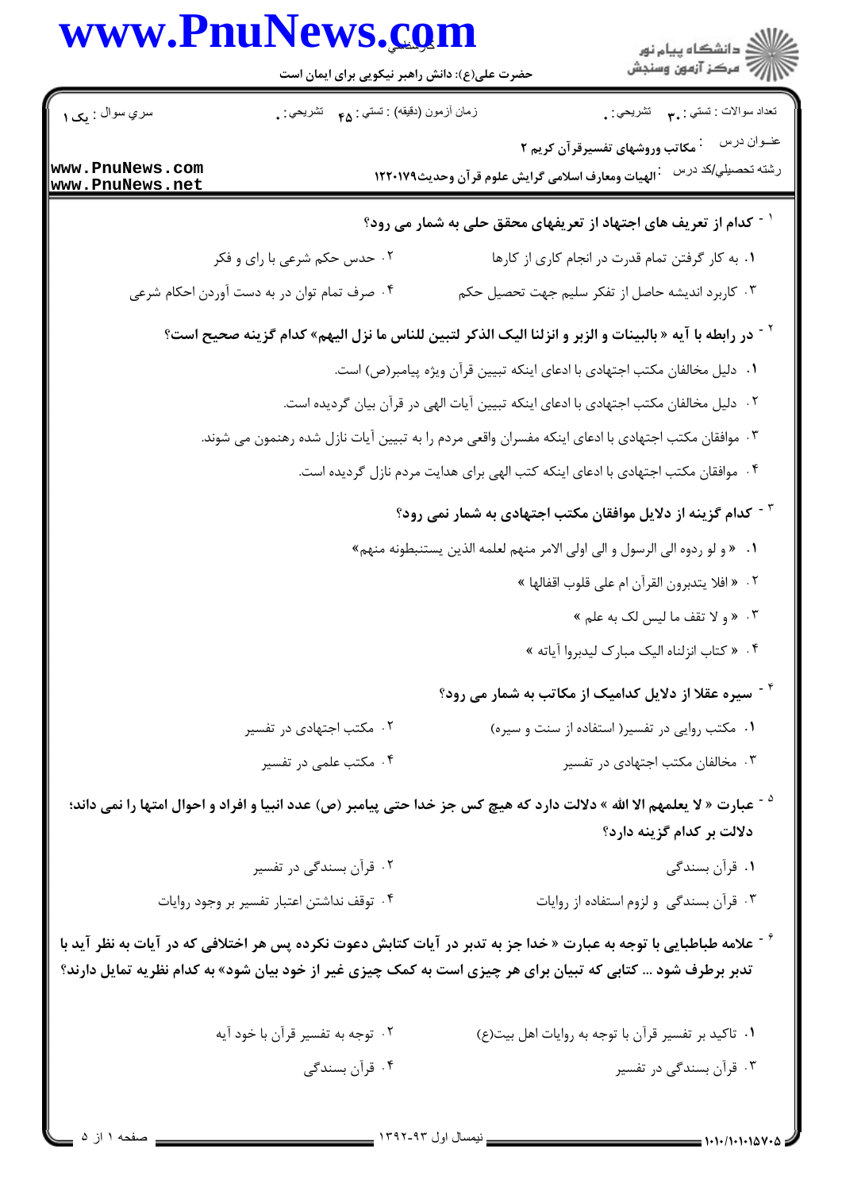تعداد سوالات : تستی : ۳۰ تشریحی : ۰ | زمان آزمون (دقیقه) : تستی : ۴۵ تشریحی : ۰ | سري سوال : یک ۱

عنوان درس : مکاتب وروشهای تفسیرقرآن کریم ۲

رشته تحصيلي/کد درس : الهیات ومعارف اسلامی گرایش علوم قرآن وحدیث۱۲۲۰۱۷۹

۱- کدام از تعریف های اجتهاد از تعریفهای محقق حلی به شمار می رود؟

۱. به کار گرفتن تمام قدرت در انجام کاری از کارها

۲. حدس حکم شرعی با رای و فکر

۳. کاربرد اندیشه حاصل از تفکر سلیم جهت تحصیل حکم

۴. صرف تمام توان در به دست آوردن احکام شرعی

۲- در رابطه با آیه « بالبینات و الزبر و انزلنا الیک الذکر لتبین للناس ما نزل الیهم» کدام گزینه صحیح است؟

۱. دلیل مخالفان مکتب اجتهادی با ادعای اینکه تبیین قرآن ویژه پیامبر(ص) است.

۲. دلیل مخالفان مکتب اجتهادی با ادعای اینکه تبیین آیات الهی در قرآن بیان گردیده است.

۳. موافقان مکتب اجتهادی با ادعای اینکه مفسران واقعی مردم را به تبیین آیات نازل شده رهنمون می شوند.

۴. موافقان مکتب اجتهادی با ادعای اینکه کتب الهی برای هدایت مردم نازل گردیده است.

۳- کدام گزینه از دلایل موافقان مکتب اجتهادی به شمار نمی رود؟

۱. « و لو ردوه الی الرسول و الی اولی الامر منهم لعلمه الذین یستنبطونه منهم»

۲. « افلا یتدبرون القرآن ام علی قلوب اقفالها »

۳. « و لا تقف ما لیس لک به علم »

۴. « کتاب انزلناه الیک مبارک لیدبروا آیاته »

۴- سیره عقلا از دلایل کدامیک از مکاتب به شمار می رود؟

۱. مکتب روایی در تفسیر( استفاده از سنت و سیره)

۲. مکتب اجتهادی در تفسیر

۳. مخالفان مکتب اجتهادی در تفسیر

۴. مکتب علمی در تفسیر

۵- عبارت « لا یعلمهم الا الله » دلالت دارد که هیچ کس جز خدا حتی پیامبر (ص) عدد انبیا و افراد و احوال امتها را نمی داند؛ دلالت بر کدام گزینه دارد؟

۱. قرآن بسندگی

۲. قرآن بسندگی در تفسیر

۳. قرآن بسندگی و لزوم استفاده از روایات

۴. توقف نداشتن اعتبار تفسیر بر وجود روایات

۶- علامه طباطبایی با توجه به عبارت « خدا جز به تدبر در آیات کتابش دعوت نکرده پس هر اختلافی که در آیات به نظر آید با تدبر برطرف شود ... کتابی که تبیان برای هر چیزی است به کمک چیزی غیر از خود بیان شود» به کدام نظریه تمایل دارند؟

۱. تاکید بر تفسیر قرآن با توجه به روایات اهل بیت(ع)

۲. توجه به تفسیر قرآن با خود آیه

۳. قرآن بسندگی در تفسیر

۴. قرآن بسندگی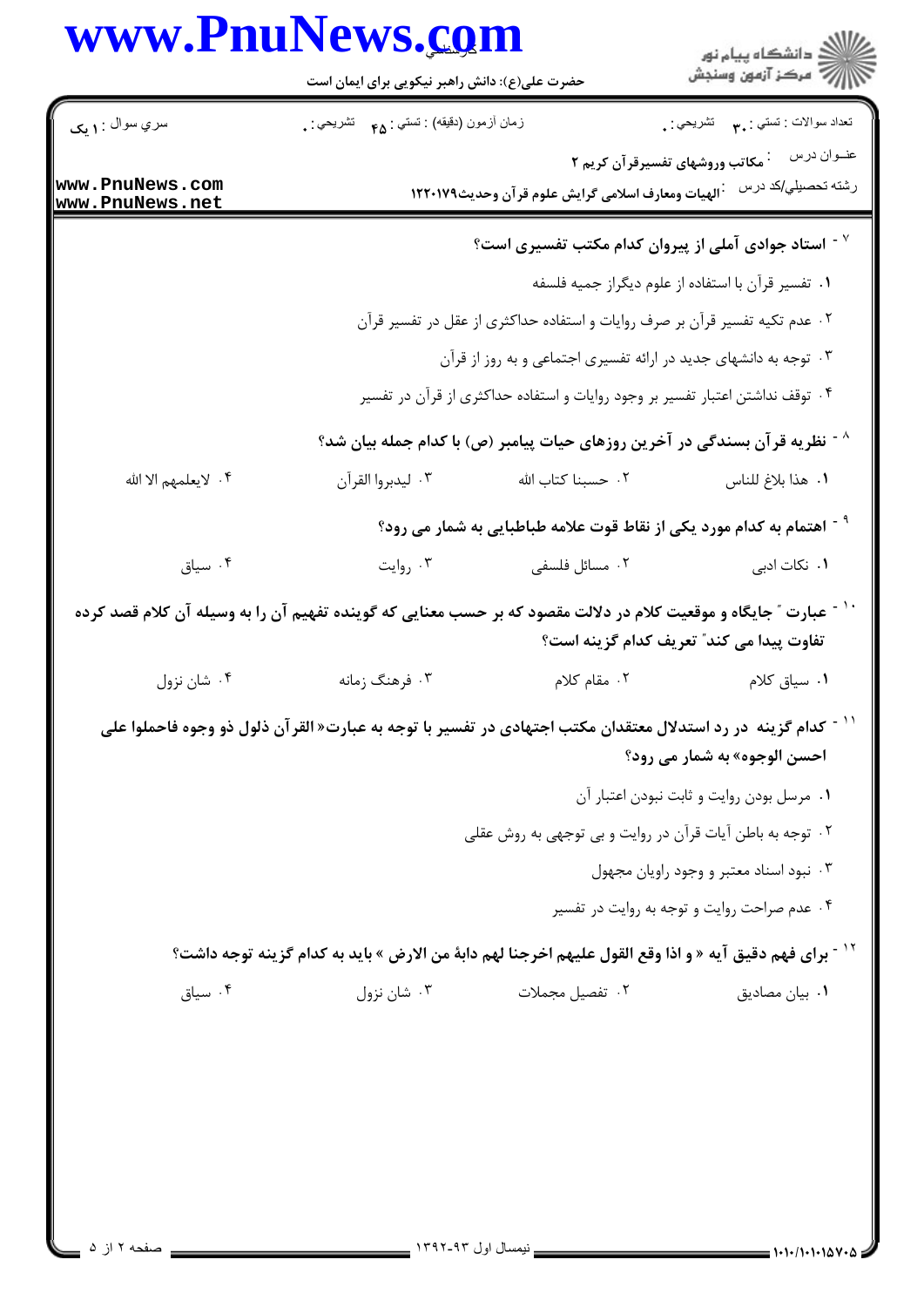۷- استاد جوادی آملی از پیروان کدام مکتب تفسیری است؟

۱. تفسیر قرآن با استفاده از علوم دیگراز جمیه فلسفه

۲. عدم تکیه تفسیر قرآن بر صرف روایات و استفاده حداکثری از عقل در تفسیر قرآن

۳. توجه به دانشهای جدید در ارائه تفسیری اجتماعی و به روز از قرآن

۴. توقف نداشتن اعتبار تفسیر بر وجود روایات و استفاده حداکثری از قرآن در تفسیر

۸- نظریه قرآن بسندگی در آخرین روزهای حیات پیامبر (ص) با کدام جمله بیان شد؟

۱. هذا بلاغ للناس
۲. حسبنا کتاب الله
۳. لیدبروا القرآن
۴. لایعلمهم الا الله

۹- اهتمام به کدام مورد یکی از نقاط قوت علامه طباطبایی به شمار می رود؟

۱. نکات ادبی
۲. مسائل فلسفی
۳. روایت
۴. سیاق

۱۰- عبارت " جایگاه و موقعیت کلام در دلالت مقصود که بر حسب معنایی که گوینده تفهیم آن را به وسیله آن کلام قصد کرده تفاوت پیدا می کند" تعریف کدام گزینه است؟

۱. سیاق کلام
۲. مقام کلام
۳. فرهنگ زمانه
۴. شان نزول

۱۱- کدام گزینه در رد استدلال معتقدان مکتب اجتهادی در تفسیر با توجه به عبارت« القرآن ذلول ذو وجوه فاحملوا علی احسن الوجوه» به شمار می رود؟

۱. مرسل بودن روایت و ثابت نبودن اعتبار آن

۲. توجه به باطن آیات قرآن در روایت و بی توجهی به روش عقلی

۳. نبود اسناد معتبر و وجود راویان مجهول

۴. عدم صراحت روایت و توجه به روایت در تفسیر

۱۲- برای فهم دقیق آیه « و اذا وقع القول علیهم اخرجنا لهم دابة من الارض » باید به کدام گزینه توجه داشت؟

۱. بیان مصادیق
۲. تفصیل مجملات
۳. شان نزول
۴. سیاق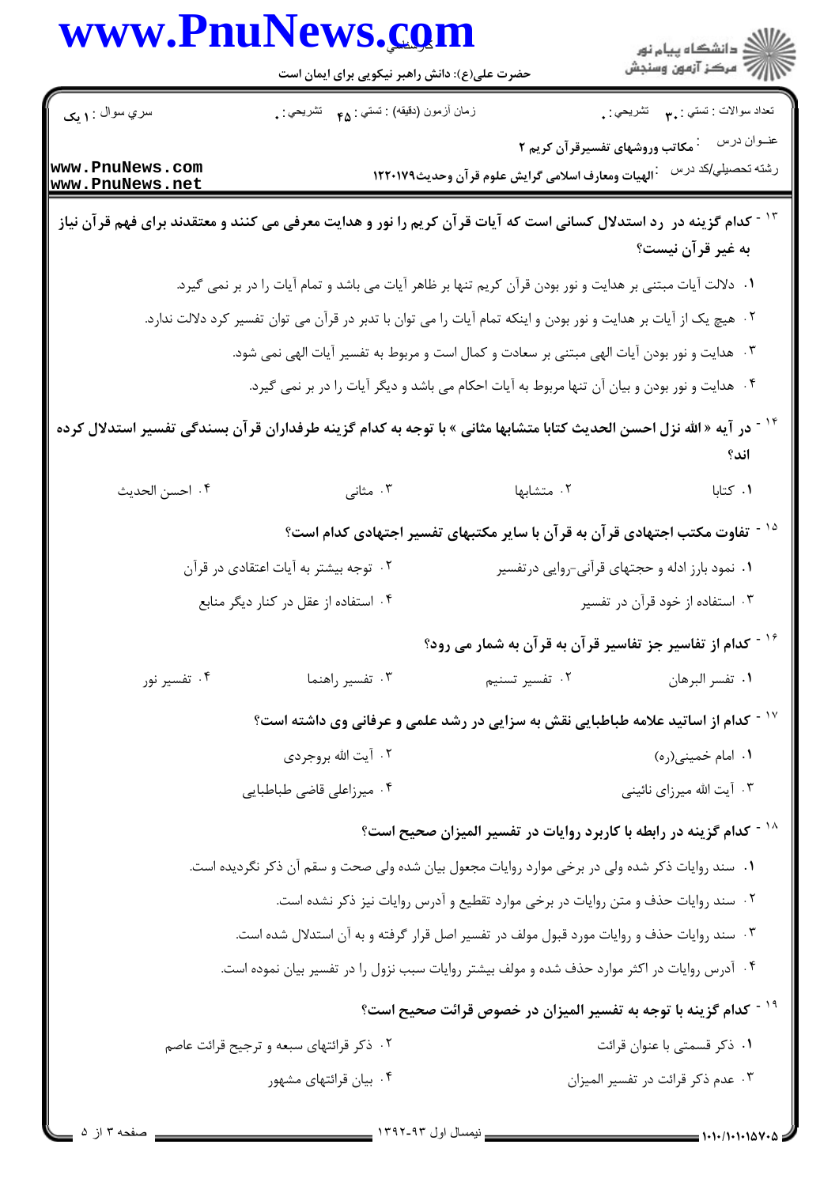۱۳ - کدام گزینه در رد استدلال کسانی است که آیات قرآن کریم را نور و هدایت معرفی می کنند و معتقدند برای فهم قرآن نیاز به غیر قرآن نیست؟

۱. دلالت آیات مبتنی بر هدایت و نور بودن قرآن کریم تنها بر ظاهر آیات می باشد و تمام آیات را در بر نمی گیرد.

۲. هیچ یک از آیات بر هدایت و نور بودن و اینکه تمام آیات را می توان با تدبر در قرآن می توان تفسیر کرد دلالت ندارد.

۳. هدایت و نور بودن آیات الهی مبتنی بر سعادت و کمال است و مربوط به تفسیر آیات الهی نمی شود.

۴. هدایت و نور بودن و بیان آن تنها مربوط به آیات احکام می باشد و دیگر آیات را در بر نمی گیرد.

۱۴ - در آیه « الله نزل احسن الحدیث کتابا متشابها مثانی » با توجه به کدام گزینه طرفداران قرآن بسندگی تفسیر استدلال کرده اند؟

۱. کتابا
۲. متشابها
۳. مثانی
۴. احسن الحدیث

۱۵ - تفاوت مکتب اجتهادی قرآن به قرآن با سایر مکتبهای تفسیر اجتهادی کدام است؟

۱. نمود بارز ادله و حجتهای قرآنی-روایی درتفسیر
۲. توجه بیشتر به آیات اعتقادی در قرآن
۳. استفاده از خود قرآن در تفسیر
۴. استفاده از عقل در کنار دیگر منابع

۱۶ - کدام از تفاسیر جز تفاسیر قرآن به قرآن به شمار می رود؟

۱. تفسر البرهان
۲. تفسیر تسنیم
۳. تفسیر راهنما
۴. تفسیر نور

۱۷ - کدام از اساتید علامه طباطبایی نقش به سزایی در رشد علمی و عرفانی وی داشته است؟

۱. امام خمینی(ره)
۲. آیت الله بروجردی
۳. آیت الله میرزای نائینی
۴. میرزاعلی قاضی طباطبایی

۱۸ - کدام گزینه در رابطه با کاربرد روایات در تفسیر المیزان صحیح است؟

۱. سند روایات ذکر شده ولی در برخی موارد روایات مجعول بیان شده ولی صحت و سقم آن ذکر نگردیده است.

۲. سند روایات حذف و متن روایات در برخی موارد تقطیع و آدرس روایات نیز ذکر نشده است.

۳. سند روایات حذف و روایات مورد قبول مولف در تفسیر اصل قرار گرفته و به آن استدلال شده است.

۴. آدرس روایات در اکثر موارد حذف شده و مولف بیشتر روایات سبب نزول را در تفسیر بیان نموده است.

۱۹ - کدام گزینه با توجه به تفسیر المیزان در خصوص قرائت صحیح است؟

۱. ذکر قسمتی با عنوان قرائت
۲. ذکر قرائتهای سبعه و ترجیح قرائت عاصم
۳. عدم ذکر قرائت در تفسیر المیزان
۴. بیان قرائتهای مشهور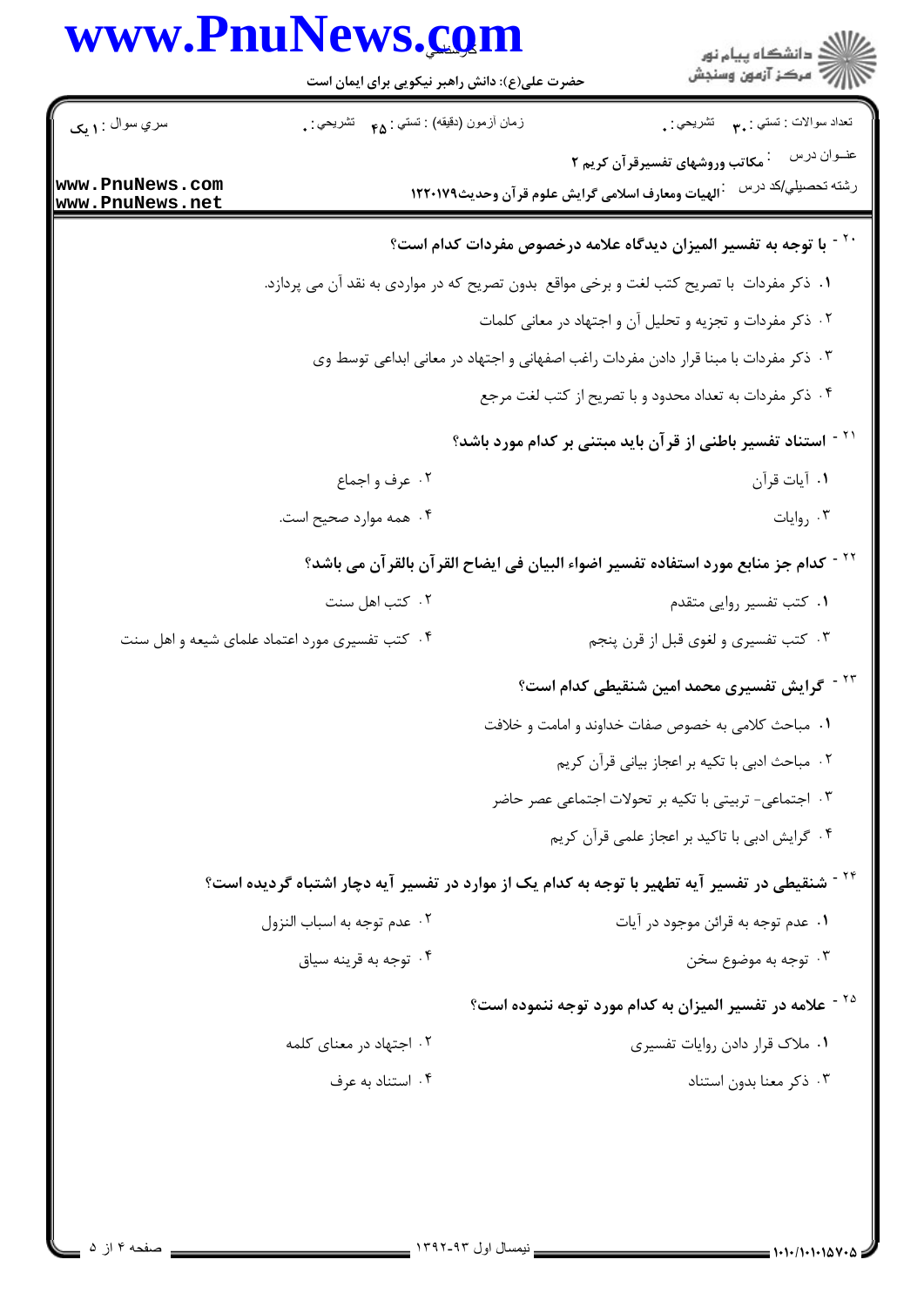۲۰ - با توجه به تفسیر المیزان دیدگاه علامه درخصوص مفردات کدام است؟

۱. ذکر مفردات با تصریح کتب لغت و برخی مواقع بدون تصریح که در مواردی به نقد آن می پردازد.

۲. ذکر مفردات و تجزیه و تحلیل آن و اجتهاد در معانی کلمات

۳. ذکر مفردات با مبنا قرار دادن مفردات راغب اصفهانی و اجتهاد در معانی ابداعی توسط وی

۴. ذکر مفردات به تعداد محدود و با تصریح از کتب لغت مرجع

۲۱ - استناد تفسیر باطنی از قرآن باید مبتنی بر کدام مورد باشد؟

۱. آیات قرآن

۲. عرف و اجماع

۳. روایات

۴. همه موارد صحیح است.

۲۲ - کدام جز منابع مورد استفاده تفسیر اضواء البیان فی ایضاح القرآن بالقرآن می باشد؟

۱. کتب تفسیر روایی متقدم

۲. کتب اهل سنت

۳. کتب تفسیری و لغوی قبل از قرن پنجم

۴. کتب تفسیری مورد اعتماد علمای شیعه و اهل سنت

۲۳ - گرایش تفسیری محمد امین شنقیطی کدام است؟

۱. مباحث کلامی به خصوص صفات خداوند و امامت و خلافت

۲. مباحث ادبی با تکیه بر اعجاز بیانی قرآن کریم

۳. اجتماعی- تربیتی با تکیه بر تحولات اجتماعی عصر حاضر

۴. گرایش ادبی با تاکید بر اعجاز علمی قرآن کریم

۲۴ - شنقیطی در تفسیر آیه تطهیر با توجه به کدام یک از موارد در تفسیر آیه دچار اشتباه گردیده است؟

۱. عدم توجه به قرائن موجود در آیات

۲. عدم توجه به اسباب النزول

۳. توجه به موضوع سخن

۴. توجه به قرینه سیاق

۲۵ - علامه در تفسیر المیزان به کدام مورد توجه ننموده است؟

۱. ملاک قرار دادن روایات تفسیری

۲. اجتهاد در معنای کلمه

۳. ذکر معنا بدون استناد

۴. استناد به عرف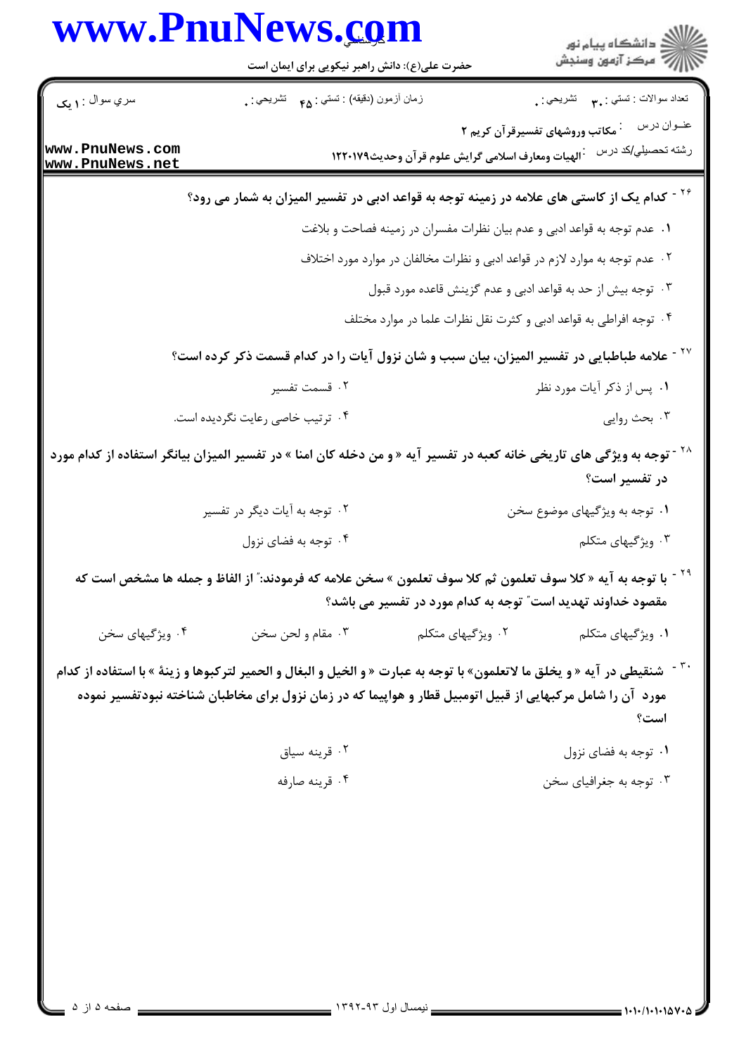۲۶ - کدام یک از کاستی های علامه در زمینه توجه به قواعد ادبی در تفسیر المیزان به شمار می رود؟

۱. عدم توجه به قواعد ادبی و عدم بیان نظرات مفسران در زمینه فصاحت و بلاغت

۲. عدم توجه به موارد لازم در قواعد ادبی و نظرات مخالفان در موارد مورد اختلاف

۳. توجه بیش از حد به قواعد ادبی و عدم گزینش قاعده مورد قبول

۴. توجه افراطی به قواعد ادبی و کثرت نقل نظرات علما در موارد مختلف

۲۷ - علامه طباطبایی در تفسیر المیزان، بیان سبب و شان نزول آیات را در کدام قسمت ذکر کرده است؟

۱. پس از ذکر آیات مورد نظر

۲. قسمت تفسیر

۳. بحث روایی

۴. ترتیب خاصی رعایت نگردیده است.

۲۸ - توجه به ویژگی های تاریخی خانه کعبه در تفسیر آیه « و من دخله کان امنا » در تفسیر المیزان بیانگر استفاده از کدام مورد در تفسیر است؟

۱. توجه به ویژگیهای موضوع سخن

۲. توجه به آیات دیگر در تفسیر

۳. ویژگیهای متکلم

۴. توجه به فضای نزول

۲۹ - با توجه به آیه « کلا سوف تعلمون ثم کلا سوف تعلمون » سخن علامه که فرمودند:" از الفاظ و جمله ها مشخص است که مقصود خداوند تهدید است" توجه به کدام مورد در تفسیر می باشد؟

۱. ویژگیهای متکلم

۲. ویژگیهای متکلم

۳. مقام و لحن سخن

۴. ویژگیهای سخن

۳۰ - شنقیطی در آیه « و یخلق ما لاتعلمون» با توجه به عبارت « و الخیل و البغال و الحمیر لترکبوها و زینهٔ » با استفاده از کدام مورد آن را شامل مرکبهایی از قبیل اتومبیل قطار و هواپیما که در زمان نزول برای مخاطبان شناخته نبودتفسیر نموده است؟

۱. توجه به فضای نزول

۲. قرینه سیاق

۳. توجه به جغرافیای سخن

۴. قرینه صارفه